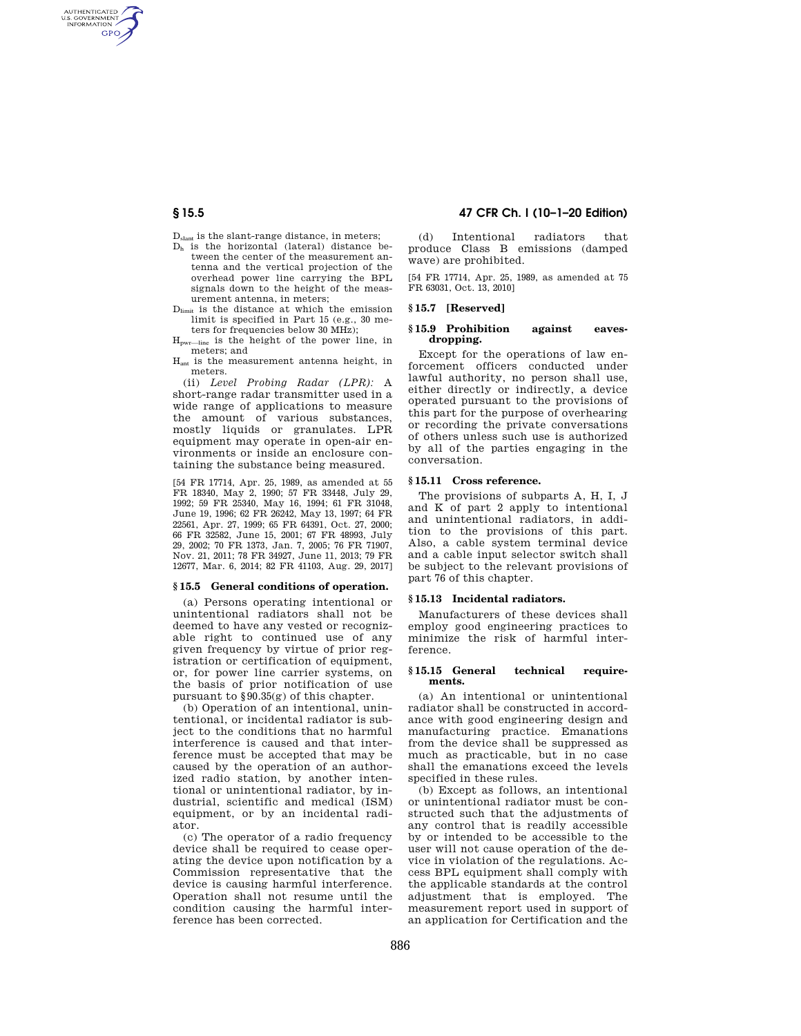$D_{slant}$ is the slant-range distance, in meters;

$D_h$ is the horizontal (lateral) distance between the center of the measurement antenna and the vertical projection of the overhead power line carrying the BPL signals down to the height of the measurement antenna, in meters;

$D_{limit}$ is the distance at which the emission limit is specified in Part 15 (e.g., 30 meters for frequencies below 30 MHz);

$H_{pwr—line}$ is the height of the power line, in meters; and

$H_{ant}$ is the measurement antenna height, in meters.

(ii) *Level Probing Radar (LPR):* A short-range radar transmitter used in a wide range of applications to measure the amount of various substances, mostly liquids or granulates. LPR equipment may operate in open-air environments or inside an enclosure containing the substance being measured.

[54 FR 17714, Apr. 25, 1989, as amended at 55 FR 18340, May 2, 1990; 57 FR 33448, July 29, 1992; 59 FR 25340, May 16, 1994; 61 FR 31048, June 19, 1996; 62 FR 26242, May 13, 1997; 64 FR 22561, Apr. 27, 1999; 65 FR 64391, Oct. 27, 2000; 66 FR 32582, June 15, 2001; 67 FR 48993, July 29, 2002; 70 FR 1373, Jan. 7, 2005; 76 FR 71907, Nov. 21, 2011; 78 FR 34927, June 11, 2013; 79 FR 12677, Mar. 6, 2014; 82 FR 41103, Aug. 29, 2017]

## § 15.5 General conditions of operation.

(a) Persons operating intentional or unintentional radiators shall not be deemed to have any vested or recognizable right to continued use of any given frequency by virtue of prior registration or certification of equipment, or, for power line carrier systems, on the basis of prior notification of use pursuant to §90.35(g) of this chapter.

(b) Operation of an intentional, unintentional, or incidental radiator is subject to the conditions that no harmful interference is caused and that interference must be accepted that may be caused by the operation of an authorized radio station, by another intentional or unintentional radiator, by industrial, scientific and medical (ISM) equipment, or by an incidental radiator.

(c) The operator of a radio frequency device shall be required to cease operating the device upon notification by a Commission representative that the device is causing harmful interference. Operation shall not resume until the condition causing the harmful interference has been corrected.

(d) Intentional radiators that produce Class B emissions (damped wave) are prohibited.

[54 FR 17714, Apr. 25, 1989, as amended at 75 FR 63031, Oct. 13, 2010]

## § 15.7 [Reserved]

## § 15.9 Prohibition against eavesdropping.

Except for the operations of law enforcement officers conducted under lawful authority, no person shall use, either directly or indirectly, a device operated pursuant to the provisions of this part for the purpose of overhearing or recording the private conversations of others unless such use is authorized by all of the parties engaging in the conversation.

## § 15.11 Cross reference.

The provisions of subparts A, H, I, J and K of part 2 apply to intentional and unintentional radiators, in addition to the provisions of this part. Also, a cable system terminal device and a cable input selector switch shall be subject to the relevant provisions of part 76 of this chapter.

## § 15.13 Incidental radiators.

Manufacturers of these devices shall employ good engineering practices to minimize the risk of harmful interference.

## § 15.15 General technical requirements.

(a) An intentional or unintentional radiator shall be constructed in accordance with good engineering design and manufacturing practice. Emanations from the device shall be suppressed as much as practicable, but in no case shall the emanations exceed the levels specified in these rules.

(b) Except as follows, an intentional or unintentional radiator must be constructed such that the adjustments of any control that is readily accessible by or intended to be accessible to the user will not cause operation of the device in violation of the regulations. Access BPL equipment shall comply with the applicable standards at the control adjustment that is employed. The measurement report used in support of an application for Certification and the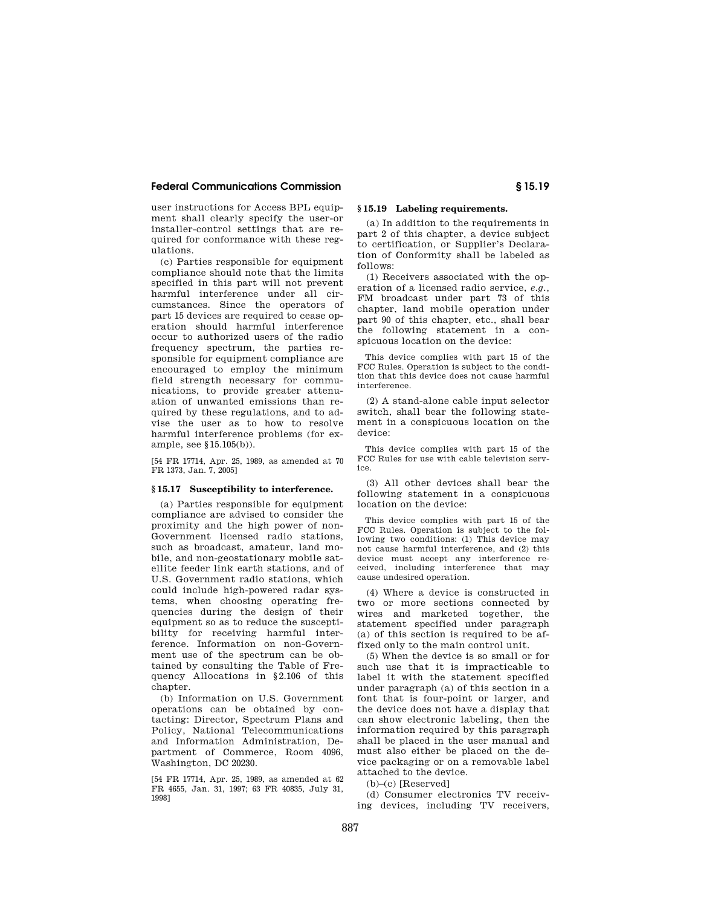user instructions for Access BPL equipment shall clearly specify the user-or installer-control settings that are required for conformance with these regulations.

(c) Parties responsible for equipment compliance should note that the limits specified in this part will not prevent harmful interference under all circumstances. Since the operators of part 15 devices are required to cease operation should harmful interference occur to authorized users of the radio frequency spectrum, the parties responsible for equipment compliance are encouraged to employ the minimum field strength necessary for communications, to provide greater attenuation of unwanted emissions than required by these regulations, and to advise the user as to how to resolve harmful interference problems (for example, see §15.105(b)).

[54 FR 17714, Apr. 25, 1989, as amended at 70 FR 1373, Jan. 7, 2005]

### §15.17 Susceptibility to interference.

(a) Parties responsible for equipment compliance are advised to consider the proximity and the high power of non-Government licensed radio stations, such as broadcast, amateur, land mobile, and non-geostationary mobile satellite feeder link earth stations, and of U.S. Government radio stations, which could include high-powered radar systems, when choosing operating frequencies during the design of their equipment so as to reduce the susceptibility for receiving harmful interference. Information on non-Government use of the spectrum can be obtained by consulting the Table of Frequency Allocations in §2.106 of this chapter.

(b) Information on U.S. Government operations can be obtained by contacting: Director, Spectrum Plans and Policy, National Telecommunications and Information Administration, Department of Commerce, Room 4096, Washington, DC 20230.

[54 FR 17714, Apr. 25, 1989, as amended at 62 FR 4655, Jan. 31, 1997; 63 FR 40835, July 31, 1998]

### §15.19 Labeling requirements.

(a) In addition to the requirements in part 2 of this chapter, a device subject to certification, or Supplier's Declaration of Conformity shall be labeled as follows:

(1) Receivers associated with the operation of a licensed radio service, *e.g.*, FM broadcast under part 73 of this chapter, land mobile operation under part 90 of this chapter, etc., shall bear the following statement in a conspicuous location on the device:

This device complies with part 15 of the FCC Rules. Operation is subject to the condition that this device does not cause harmful interference.

(2) A stand-alone cable input selector switch, shall bear the following statement in a conspicuous location on the device:

This device complies with part 15 of the FCC Rules for use with cable television service.

(3) All other devices shall bear the following statement in a conspicuous location on the device:

This device complies with part 15 of the FCC Rules. Operation is subject to the following two conditions: (1) This device may not cause harmful interference, and (2) this device must accept any interference received, including interference that may cause undesired operation.

(4) Where a device is constructed in two or more sections connected by wires and marketed together, the statement specified under paragraph (a) of this section is required to be affixed only to the main control unit.

(5) When the device is so small or for such use that it is impracticable to label it with the statement specified under paragraph (a) of this section in a font that is four-point or larger, and the device does not have a display that can show electronic labeling, then the information required by this paragraph shall be placed in the user manual and must also either be placed on the device packaging or on a removable label attached to the device.

(b)–(c) [Reserved]

(d) Consumer electronics TV receiving devices, including TV receivers,